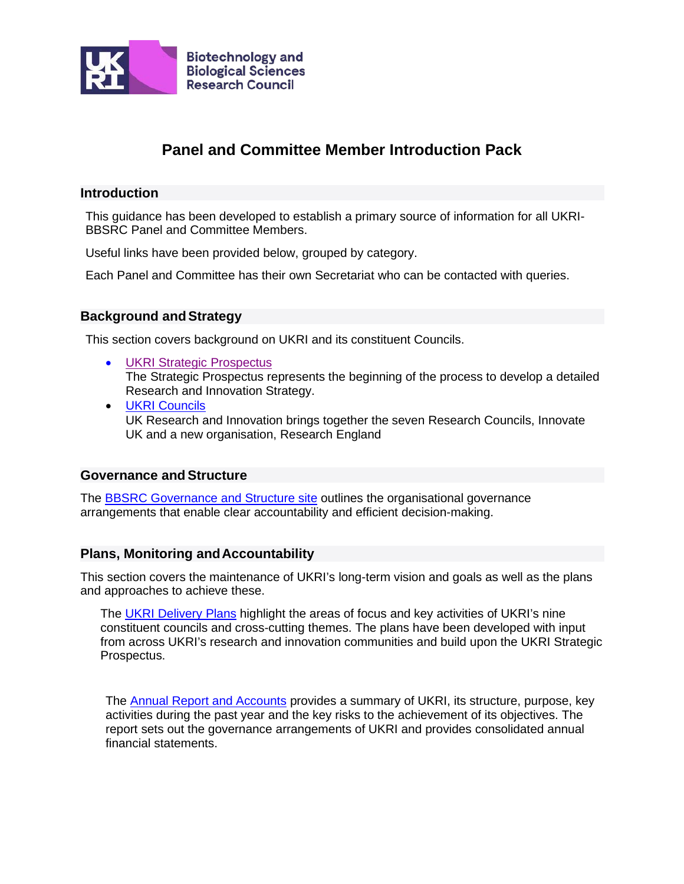Biotechnology and Biological Sciences Research Council

# Panel and Committee Member Introduction Pack

## Introduction

This guidance has been developed to establish a primary source of information for all UKRI-BBSRC Panel and Committee Members.

Useful links have been provided below, grouped by category.

Each Panel and Committee has their own Secretariat who can be contacted with queries.

## Background and Strategy

This section covers background on UKRI and its constituent Councils.

- UKRI Strategic Prospectus
  The Strategic Prospectus represents the beginning of the process to develop a detailed Research and Innovation Strategy.
- UKRI Councils
  UK Research and Innovation brings together the seven Research Councils, Innovate UK and a new organisation, Research England

## Governance and Structure

The BBSRC Governance and Structure site outlines the organisational governance arrangements that enable clear accountability and efficient decision-making.

## Plans, Monitoring and Accountability

This section covers the maintenance of UKRI's long-term vision and goals as well as the plans and approaches to achieve these.

The UKRI Delivery Plans highlight the areas of focus and key activities of UKRI's nine constituent councils and cross-cutting themes. The plans have been developed with input from across UKRI's research and innovation communities and build upon the UKRI Strategic Prospectus.

The Annual Report and Accounts provides a summary of UKRI, its structure, purpose, key activities during the past year and the key risks to the achievement of its objectives. The report sets out the governance arrangements of UKRI and provides consolidated annual financial statements.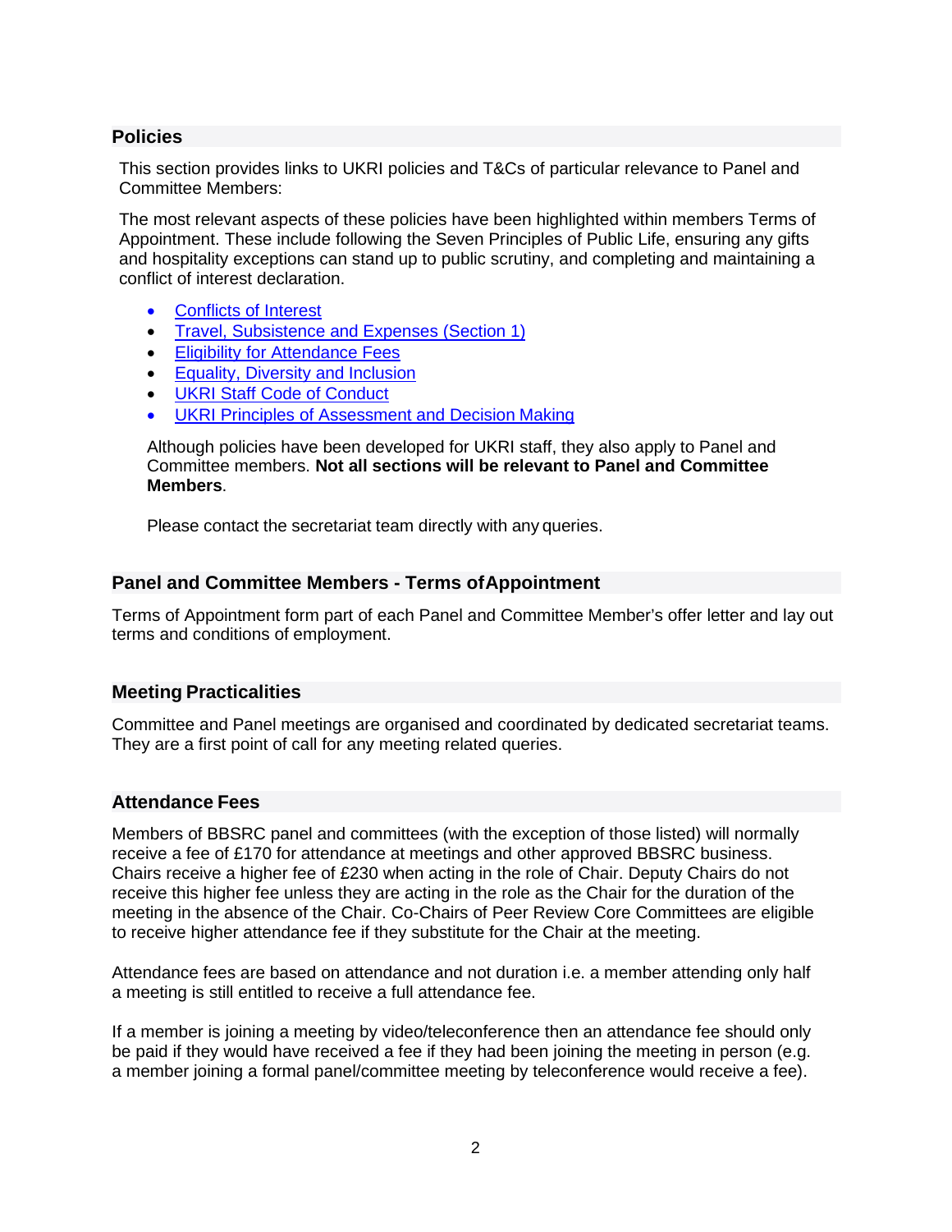## Policies

This section provides links to UKRI policies and T&Cs of particular relevance to Panel and Committee Members:

The most relevant aspects of these policies have been highlighted within members Terms of Appointment. These include following the Seven Principles of Public Life, ensuring any gifts and hospitality exceptions can stand up to public scrutiny, and completing and maintaining a conflict of interest declaration.

- Conflicts of Interest
- Travel, Subsistence and Expenses (Section 1)
- Eligibility for Attendance Fees
- Equality, Diversity and Inclusion
- UKRI Staff Code of Conduct
- UKRI Principles of Assessment and Decision Making

Although policies have been developed for UKRI staff, they also apply to Panel and Committee members. **Not all sections will be relevant to Panel and Committee Members**.

Please contact the secretariat team directly with any queries.

## Panel and Committee Members - Terms of Appointment

Terms of Appointment form part of each Panel and Committee Member's offer letter and lay out terms and conditions of employment.

## Meeting Practicalities

Committee and Panel meetings are organised and coordinated by dedicated secretariat teams. They are a first point of call for any meeting related queries.

## Attendance Fees

Members of BBSRC panel and committees (with the exception of those listed) will normally receive a fee of £170 for attendance at meetings and other approved BBSRC business. Chairs receive a higher fee of £230 when acting in the role of Chair. Deputy Chairs do not receive this higher fee unless they are acting in the role as the Chair for the duration of the meeting in the absence of the Chair. Co-Chairs of Peer Review Core Committees are eligible to receive higher attendance fee if they substitute for the Chair at the meeting.

Attendance fees are based on attendance and not duration i.e. a member attending only half a meeting is still entitled to receive a full attendance fee.

If a member is joining a meeting by video/teleconference then an attendance fee should only be paid if they would have received a fee if they had been joining the meeting in person (e.g. a member joining a formal panel/committee meeting by teleconference would receive a fee).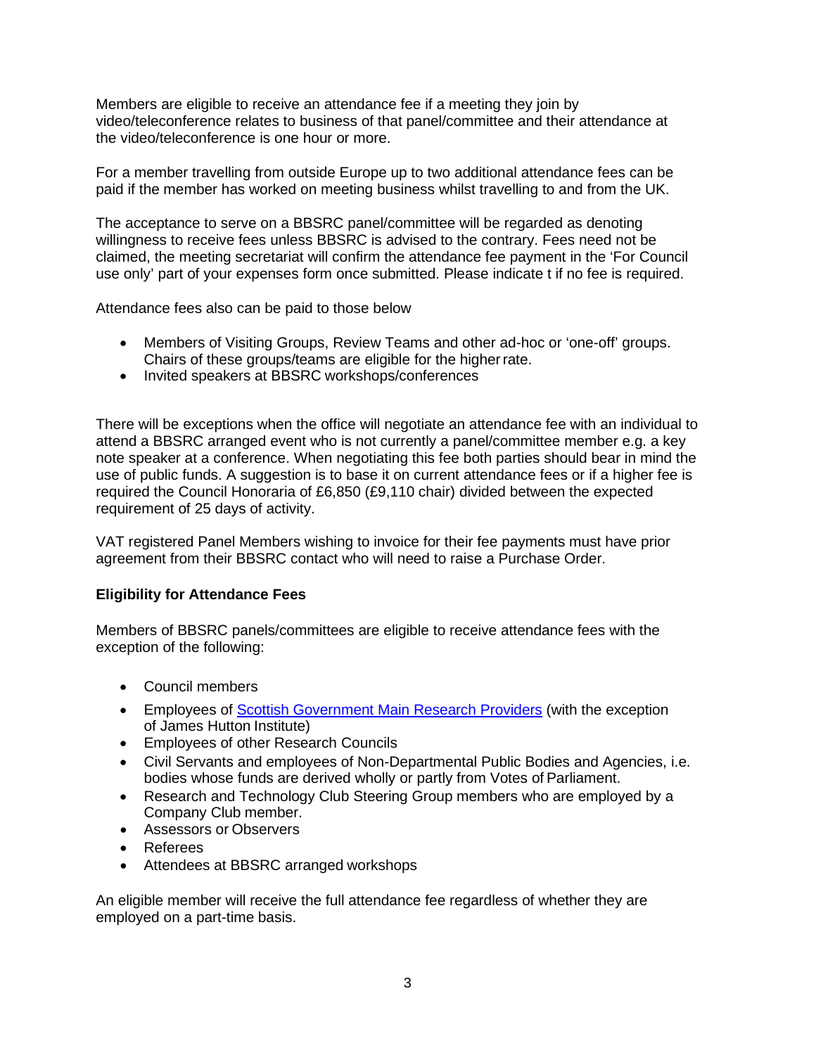Members are eligible to receive an attendance fee if a meeting they join by video/teleconference relates to business of that panel/committee and their attendance at the video/teleconference is one hour or more.

For a member travelling from outside Europe up to two additional attendance fees can be paid if the member has worked on meeting business whilst travelling to and from the UK.

The acceptance to serve on a BBSRC panel/committee will be regarded as denoting willingness to receive fees unless BBSRC is advised to the contrary. Fees need not be claimed, the meeting secretariat will confirm the attendance fee payment in the 'For Council use only' part of your expenses form once submitted. Please indicate t if no fee is required.

Attendance fees also can be paid to those below

- Members of Visiting Groups, Review Teams and other ad-hoc or 'one-off' groups. Chairs of these groups/teams are eligible for the higher rate.
- Invited speakers at BBSRC workshops/conferences

There will be exceptions when the office will negotiate an attendance fee with an individual to attend a BBSRC arranged event who is not currently a panel/committee member e.g. a key note speaker at a conference. When negotiating this fee both parties should bear in mind the use of public funds. A suggestion is to base it on current attendance fees or if a higher fee is required the Council Honoraria of £6,850 (£9,110 chair) divided between the expected requirement of 25 days of activity.

VAT registered Panel Members wishing to invoice for their fee payments must have prior agreement from their BBSRC contact who will need to raise a Purchase Order.

**Eligibility for Attendance Fees**

Members of BBSRC panels/committees are eligible to receive attendance fees with the exception of the following:

- Council members
- Employees of Scottish Government Main Research Providers (with the exception of James Hutton Institute)
- Employees of other Research Councils
- Civil Servants and employees of Non-Departmental Public Bodies and Agencies, i.e. bodies whose funds are derived wholly or partly from Votes of Parliament.
- Research and Technology Club Steering Group members who are employed by a Company Club member.
- Assessors or Observers
- Referees
- Attendees at BBSRC arranged workshops

An eligible member will receive the full attendance fee regardless of whether they are employed on a part-time basis.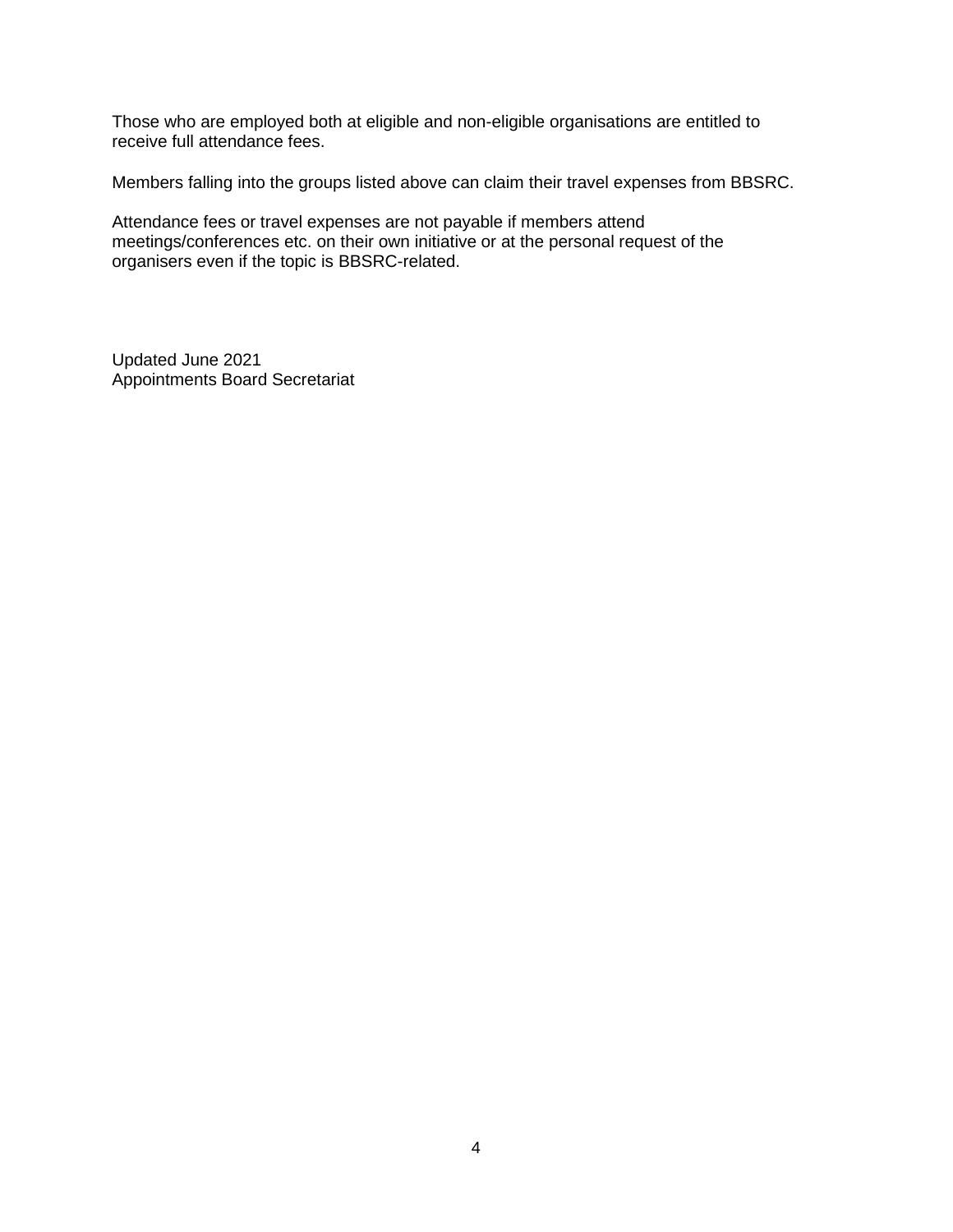Those who are employed both at eligible and non-eligible organisations are entitled to receive full attendance fees.

Members falling into the groups listed above can claim their travel expenses from BBSRC.

Attendance fees or travel expenses are not payable if members attend meetings/conferences etc. on their own initiative or at the personal request of the organisers even if the topic is BBSRC-related.

Updated June 2021
Appointments Board Secretariat